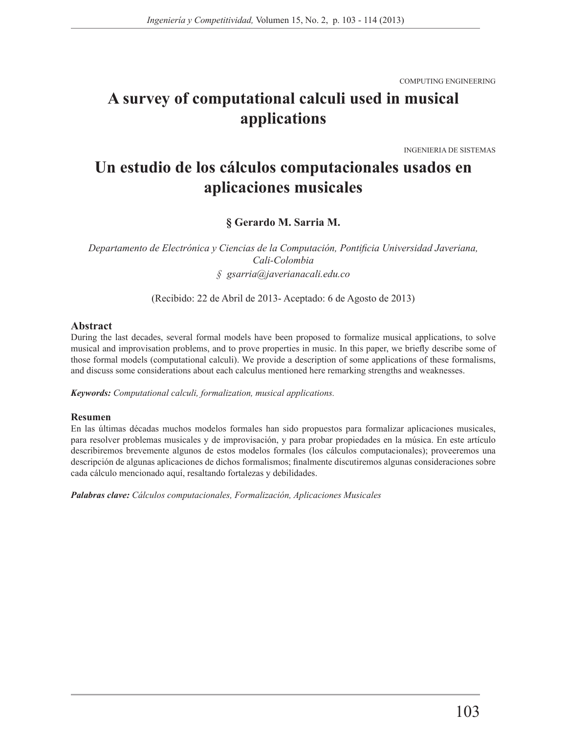COMPUTING ENGINEERING

# A survey of computational calculi used in musical applications

INGENIERIA DE SISTEMAS

# Un estudio de los cálculos computacionales usados en aplicaciones musicales

**§ Gerardo M. Sarria M.**

*Departamento de Electrónica y Ciencias de la Computación, Pontificia Universidad Javeriana, Cali-Colombia*

*§ gsarria@javerianacali.edu.co*

(Recibido: 22 de Abril de 2013- Aceptado: 6 de Agosto de 2013)

## Abstract

During the last decades, several formal models have been proposed to formalize musical applications, to solve musical and improvisation problems, and to prove properties in music. In this paper, we briefly describe some of those formal models (computational calculi). We provide a description of some applications of these formalisms, and discuss some considerations about each calculus mentioned here remarking strengths and weaknesses.

***Keywords:*** *Computational calculi, formalization, musical applications.*

## Resumen

En las últimas décadas muchos modelos formales han sido propuestos para formalizar aplicaciones musicales, para resolver problemas musicales y de improvisación, y para probar propiedades en la música. En este artículo describiremos brevemente algunos de estos modelos formales (los cálculos computacionales); proveeremos una descripción de algunas aplicaciones de dichos formalismos; finalmente discutiremos algunas consideraciones sobre cada cálculo mencionado aquí, resaltando fortalezas y debilidades.

***Palabras clave:*** *Cálculos computacionales, Formalización, Aplicaciones Musicales*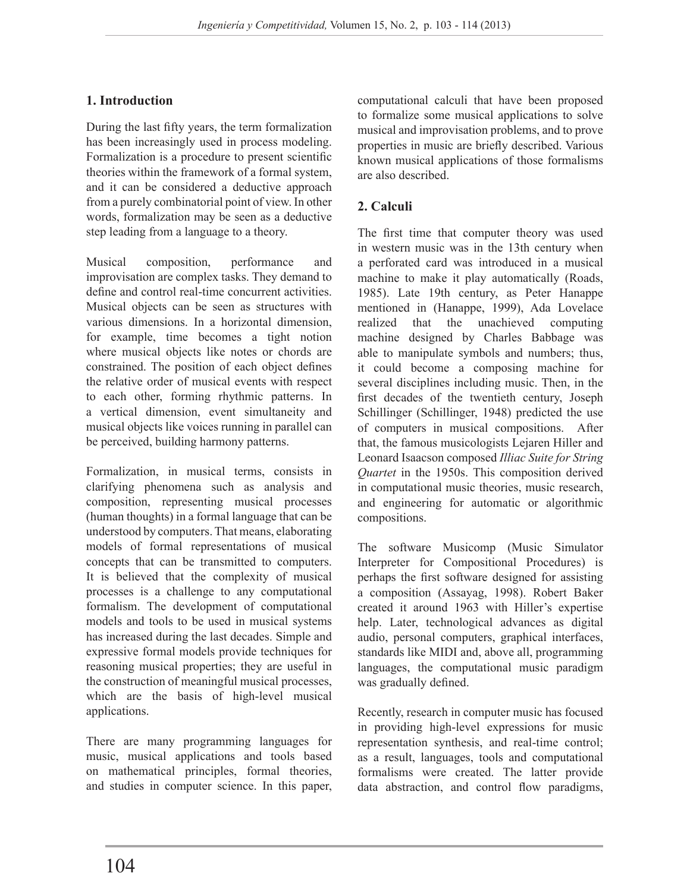## 1. Introduction

During the last fifty years, the term formalization has been increasingly used in process modeling. Formalization is a procedure to present scientific theories within the framework of a formal system, and it can be considered a deductive approach from a purely combinatorial point of view. In other words, formalization may be seen as a deductive step leading from a language to a theory.

Musical composition, performance and improvisation are complex tasks. They demand to define and control real-time concurrent activities. Musical objects can be seen as structures with various dimensions. In a horizontal dimension, for example, time becomes a tight notion where musical objects like notes or chords are constrained. The position of each object defines the relative order of musical events with respect to each other, forming rhythmic patterns. In a vertical dimension, event simultaneity and musical objects like voices running in parallel can be perceived, building harmony patterns.

Formalization, in musical terms, consists in clarifying phenomena such as analysis and composition, representing musical processes (human thoughts) in a formal language that can be understood by computers. That means, elaborating models of formal representations of musical concepts that can be transmitted to computers. It is believed that the complexity of musical processes is a challenge to any computational formalism. The development of computational models and tools to be used in musical systems has increased during the last decades. Simple and expressive formal models provide techniques for reasoning musical properties; they are useful in the construction of meaningful musical processes, which are the basis of high-level musical applications.

There are many programming languages for music, musical applications and tools based on mathematical principles, formal theories, and studies in computer science. In this paper, computational calculi that have been proposed to formalize some musical applications to solve musical and improvisation problems, and to prove properties in music are briefly described. Various known musical applications of those formalisms are also described.

## 2. Calculi

The first time that computer theory was used in western music was in the 13th century when a perforated card was introduced in a musical machine to make it play automatically (Roads, 1985). Late 19th century, as Peter Hanappe mentioned in (Hanappe, 1999), Ada Lovelace realized that the unachieved computing machine designed by Charles Babbage was able to manipulate symbols and numbers; thus, it could become a composing machine for several disciplines including music. Then, in the first decades of the twentieth century, Joseph Schillinger (Schillinger, 1948) predicted the use of computers in musical compositions. After that, the famous musicologists Lejaren Hiller and Leonard Isaacson composed *Illiac Suite for String Quartet* in the 1950s. This composition derived in computational music theories, music research, and engineering for automatic or algorithmic compositions.

The software Musicomp (Music Simulator Interpreter for Compositional Procedures) is perhaps the first software designed for assisting a composition (Assayag, 1998). Robert Baker created it around 1963 with Hiller's expertise help. Later, technological advances as digital audio, personal computers, graphical interfaces, standards like MIDI and, above all, programming languages, the computational music paradigm was gradually defined.

Recently, research in computer music has focused in providing high-level expressions for music representation synthesis, and real-time control; as a result, languages, tools and computational formalisms were created. The latter provide data abstraction, and control flow paradigms,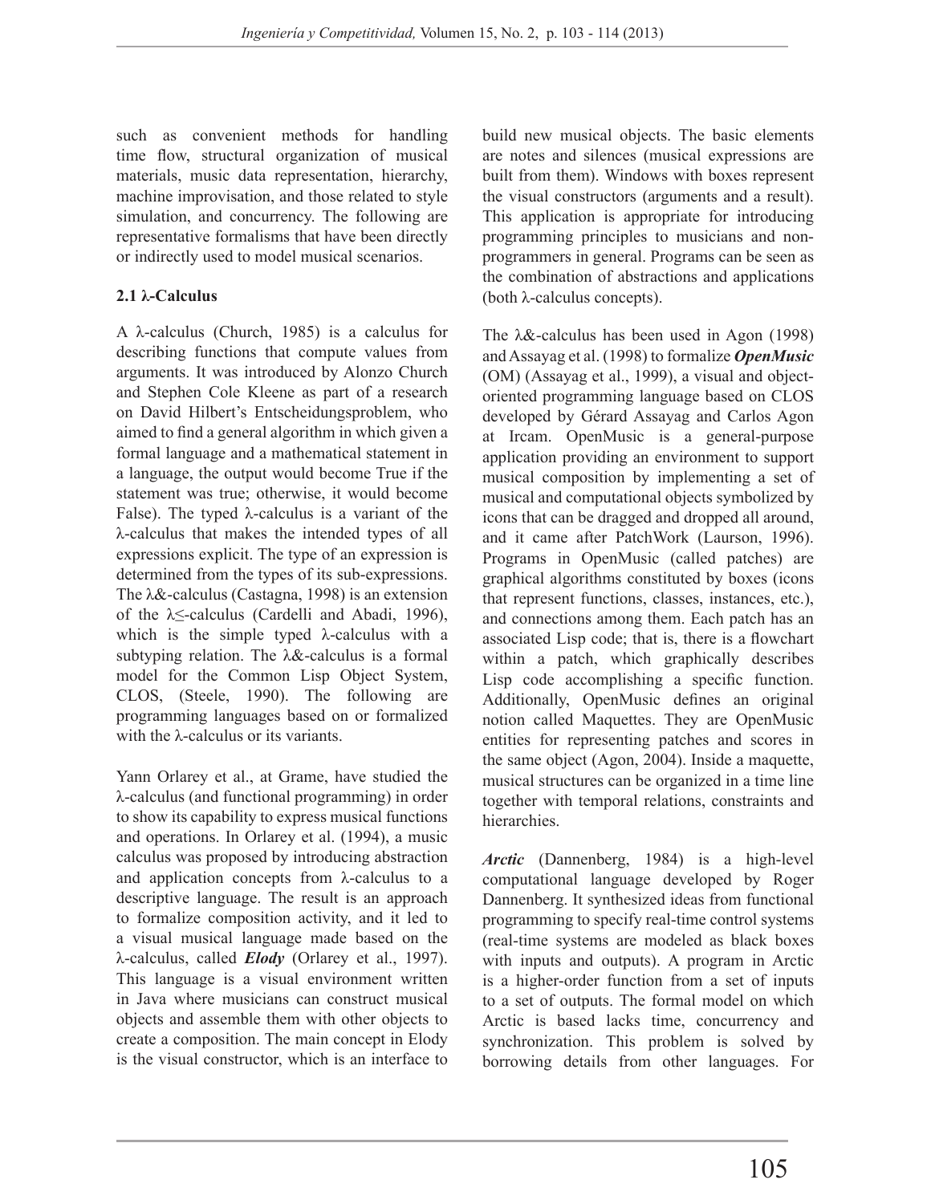such as convenient methods for handling time flow, structural organization of musical materials, music data representation, hierarchy, machine improvisation, and those related to style simulation, and concurrency. The following are representative formalisms that have been directly or indirectly used to model musical scenarios.

### 2.1 λ-Calculus

A λ-calculus (Church, 1985) is a calculus for describing functions that compute values from arguments. It was introduced by Alonzo Church and Stephen Cole Kleene as part of a research on David Hilbert's Entscheidungsproblem, who aimed to find a general algorithm in which given a formal language and a mathematical statement in a language, the output would become True if the statement was true; otherwise, it would become False). The typed λ-calculus is a variant of the λ-calculus that makes the intended types of all expressions explicit. The type of an expression is determined from the types of its sub-expressions. The λ&-calculus (Castagna, 1998) is an extension of the λ≤-calculus (Cardelli and Abadi, 1996), which is the simple typed λ-calculus with a subtyping relation. The λ&-calculus is a formal model for the Common Lisp Object System, CLOS, (Steele, 1990). The following are programming languages based on or formalized with the λ-calculus or its variants.

Yann Orlarey et al., at Grame, have studied the λ-calculus (and functional programming) in order to show its capability to express musical functions and operations. In Orlarey et al. (1994), a music calculus was proposed by introducing abstraction and application concepts from λ-calculus to a descriptive language. The result is an approach to formalize composition activity, and it led to a visual musical language made based on the λ-calculus, called ***Elody*** (Orlarey et al., 1997). This language is a visual environment written in Java where musicians can construct musical objects and assemble them with other objects to create a composition. The main concept in Elody is the visual constructor, which is an interface to build new musical objects. The basic elements are notes and silences (musical expressions are built from them). Windows with boxes represent the visual constructors (arguments and a result). This application is appropriate for introducing programming principles to musicians and non-programmers in general. Programs can be seen as the combination of abstractions and applications (both λ-calculus concepts).

The λ&-calculus has been used in Agon (1998) and Assayag et al. (1998) to formalize ***OpenMusic*** (OM) (Assayag et al., 1999), a visual and object-oriented programming language based on CLOS developed by Gérard Assayag and Carlos Agon at Ircam. OpenMusic is a general-purpose application providing an environment to support musical composition by implementing a set of musical and computational objects symbolized by icons that can be dragged and dropped all around, and it came after PatchWork (Laurson, 1996). Programs in OpenMusic (called patches) are graphical algorithms constituted by boxes (icons that represent functions, classes, instances, etc.), and connections among them. Each patch has an associated Lisp code; that is, there is a flowchart within a patch, which graphically describes Lisp code accomplishing a specific function. Additionally, OpenMusic defines an original notion called Maquettes. They are OpenMusic entities for representing patches and scores in the same object (Agon, 2004). Inside a maquette, musical structures can be organized in a time line together with temporal relations, constraints and hierarchies.

***Arctic*** (Dannenberg, 1984) is a high-level computational language developed by Roger Dannenberg. It synthesized ideas from functional programming to specify real-time control systems (real-time systems are modeled as black boxes with inputs and outputs). A program in Arctic is a higher-order function from a set of inputs to a set of outputs. The formal model on which Arctic is based lacks time, concurrency and synchronization. This problem is solved by borrowing details from other languages. For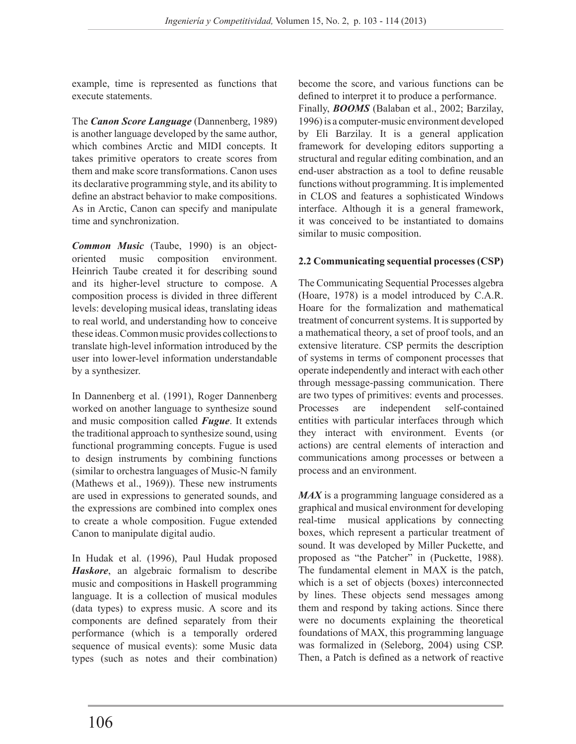example, time is represented as functions that execute statements.

The ***Canon Score Language*** (Dannenberg, 1989) is another language developed by the same author, which combines Arctic and MIDI concepts. It takes primitive operators to create scores from them and make score transformations. Canon uses its declarative programming style, and its ability to define an abstract behavior to make compositions. As in Arctic, Canon can specify and manipulate time and synchronization.

***Common Music*** (Taube, 1990) is an object-oriented music composition environment. Heinrich Taube created it for describing sound and its higher-level structure to compose. A composition process is divided in three different levels: developing musical ideas, translating ideas to real world, and understanding how to conceive these ideas. Common music provides collections to translate high-level information introduced by the user into lower-level information understandable by a synthesizer.

In Dannenberg et al. (1991), Roger Dannenberg worked on another language to synthesize sound and music composition called ***Fugue***. It extends the traditional approach to synthesize sound, using functional programming concepts. Fugue is used to design instruments by combining functions (similar to orchestra languages of Music-N family (Mathews et al., 1969)). These new instruments are used in expressions to generated sounds, and the expressions are combined into complex ones to create a whole composition. Fugue extended Canon to manipulate digital audio.

In Hudak et al. (1996), Paul Hudak proposed ***Haskore***, an algebraic formalism to describe music and compositions in Haskell programming language. It is a collection of musical modules (data types) to express music. A score and its components are defined separately from their performance (which is a temporally ordered sequence of musical events): some Music data types (such as notes and their combination) become the score, and various functions can be defined to interpret it to produce a performance.

Finally, ***BOOMS*** (Balaban et al., 2002; Barzilay, 1996) is a computer-music environment developed by Eli Barzilay. It is a general application framework for developing editors supporting a structural and regular editing combination, and an end-user abstraction as a tool to define reusable functions without programming. It is implemented in CLOS and features a sophisticated Windows interface. Although it is a general framework, it was conceived to be instantiated to domains similar to music composition.

### 2.2 Communicating sequential processes (CSP)

The Communicating Sequential Processes algebra (Hoare, 1978) is a model introduced by C.A.R. Hoare for the formalization and mathematical treatment of concurrent systems. It is supported by a mathematical theory, a set of proof tools, and an extensive literature. CSP permits the description of systems in terms of component processes that operate independently and interact with each other through message-passing communication. There are two types of primitives: events and processes. Processes are independent self-contained entities with particular interfaces through which they interact with environment. Events (or actions) are central elements of interaction and communications among processes or between a process and an environment.

***MAX*** is a programming language considered as a graphical and musical environment for developing real-time musical applications by connecting boxes, which represent a particular treatment of sound. It was developed by Miller Puckette, and proposed as "the Patcher" in (Puckette, 1988). The fundamental element in MAX is the patch, which is a set of objects (boxes) interconnected by lines. These objects send messages among them and respond by taking actions. Since there were no documents explaining the theoretical foundations of MAX, this programming language was formalized in (Seleborg, 2004) using CSP. Then, a Patch is defined as a network of reactive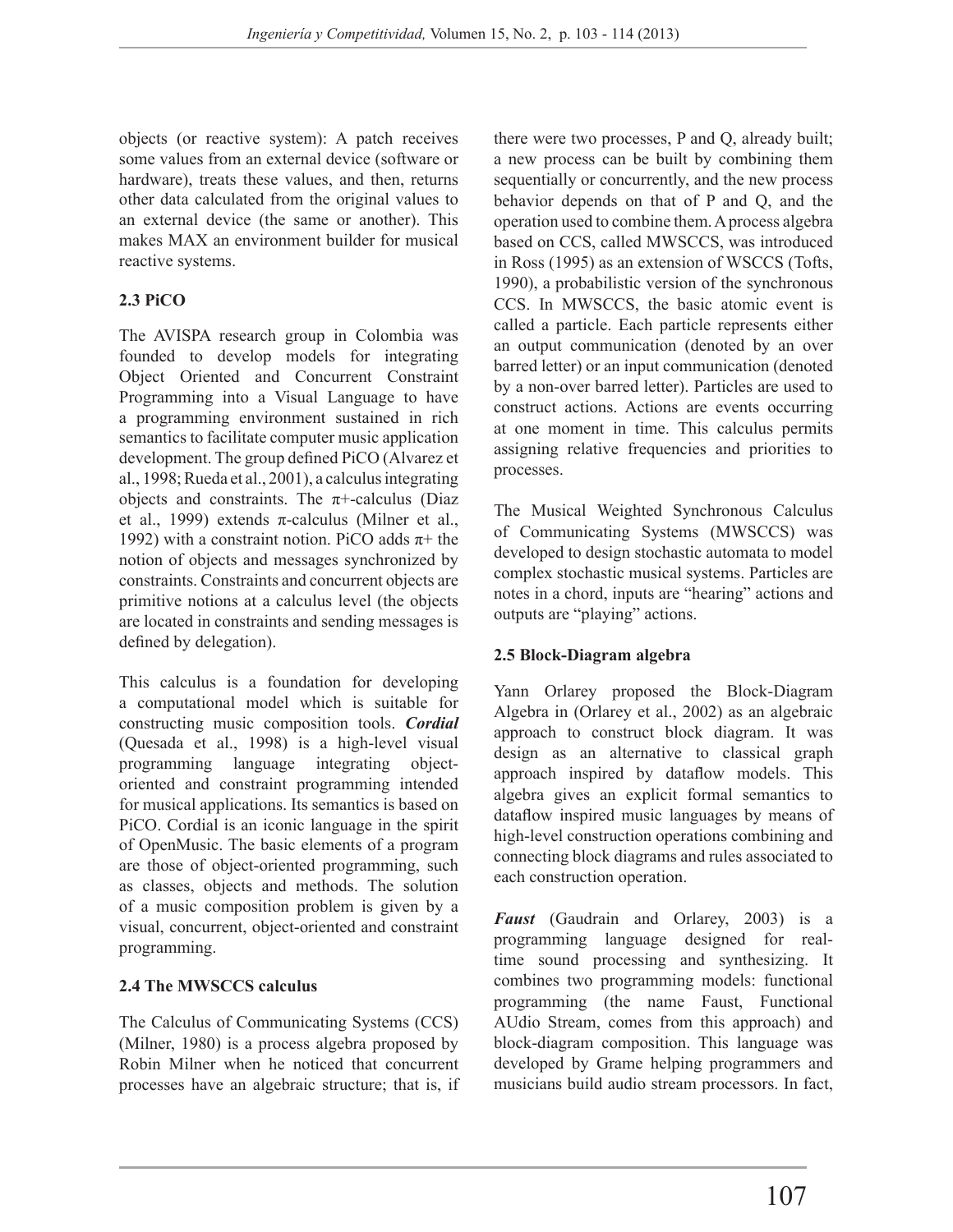objects (or reactive system): A patch receives some values from an external device (software or hardware), treats these values, and then, returns other data calculated from the original values to an external device (the same or another). This makes MAX an environment builder for musical reactive systems.

### 2.3 PiCO

The AVISPA research group in Colombia was founded to develop models for integrating Object Oriented and Concurrent Constraint Programming into a Visual Language to have a programming environment sustained in rich semantics to facilitate computer music application development. The group defined PiCO (Alvarez et al., 1998; Rueda et al., 2001), a calculus integrating objects and constraints. The $\pi$+-calculus (Diaz et al., 1999) extends $\pi$-calculus (Milner et al., 1992) with a constraint notion. PiCO adds $\pi$+ the notion of objects and messages synchronized by constraints. Constraints and concurrent objects are primitive notions at a calculus level (the objects are located in constraints and sending messages is defined by delegation).

This calculus is a foundation for developing a computational model which is suitable for constructing music composition tools. ***Cordial*** (Quesada et al., 1998) is a high-level visual programming language integrating object-oriented and constraint programming intended for musical applications. Its semantics is based on PiCO. Cordial is an iconic language in the spirit of OpenMusic. The basic elements of a program are those of object-oriented programming, such as classes, objects and methods. The solution of a music composition problem is given by a visual, concurrent, object-oriented and constraint programming.

### 2.4 The MWSCCS calculus

The Calculus of Communicating Systems (CCS) (Milner, 1980) is a process algebra proposed by Robin Milner when he noticed that concurrent processes have an algebraic structure; that is, if there were two processes, P and Q, already built; a new process can be built by combining them sequentially or concurrently, and the new process behavior depends on that of P and Q, and the operation used to combine them. A process algebra based on CCS, called MWSCCS, was introduced in Ross (1995) as an extension of WSCCS (Tofts, 1990), a probabilistic version of the synchronous CCS. In MWSCCS, the basic atomic event is called a particle. Each particle represents either an output communication (denoted by an over barred letter) or an input communication (denoted by a non-over barred letter). Particles are used to construct actions. Actions are events occurring at one moment in time. This calculus permits assigning relative frequencies and priorities to processes.

The Musical Weighted Synchronous Calculus of Communicating Systems (MWSCCS) was developed to design stochastic automata to model complex stochastic musical systems. Particles are notes in a chord, inputs are "hearing" actions and outputs are "playing" actions.

### 2.5 Block-Diagram algebra

Yann Orlarey proposed the Block-Diagram Algebra in (Orlarey et al., 2002) as an algebraic approach to construct block diagram. It was design as an alternative to classical graph approach inspired by dataflow models. This algebra gives an explicit formal semantics to dataflow inspired music languages by means of high-level construction operations combining and connecting block diagrams and rules associated to each construction operation.

***Faust*** (Gaudrain and Orlarey, 2003) is a programming language designed for real-time sound processing and synthesizing. It combines two programming models: functional programming (the name Faust, Functional AUdio Stream, comes from this approach) and block-diagram composition. This language was developed by Grame helping programmers and musicians build audio stream processors. In fact,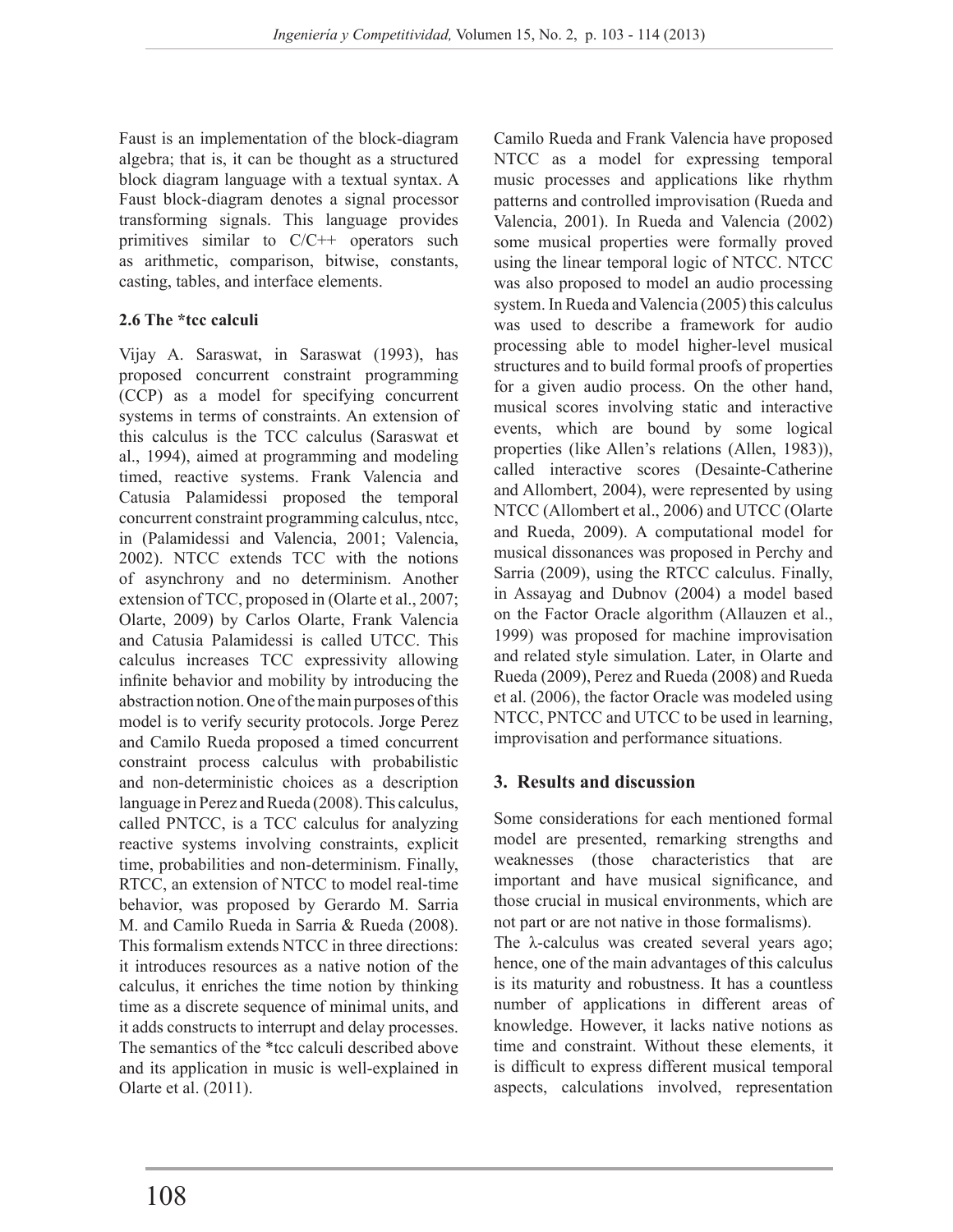Faust is an implementation of the block-diagram algebra; that is, it can be thought as a structured block diagram language with a textual syntax. A Faust block-diagram denotes a signal processor transforming signals. This language provides primitives similar to C/C++ operators such as arithmetic, comparison, bitwise, constants, casting, tables, and interface elements.

### 2.6 The *tcc calculi

Vijay A. Saraswat, in Saraswat (1993), has proposed concurrent constraint programming (CCP) as a model for specifying concurrent systems in terms of constraints. An extension of this calculus is the TCC calculus (Saraswat et al., 1994), aimed at programming and modeling timed, reactive systems. Frank Valencia and Catusia Palamidessi proposed the temporal concurrent constraint programming calculus, ntcc, in (Palamidessi and Valencia, 2001; Valencia, 2002). NTCC extends TCC with the notions of asynchrony and no determinism. Another extension of TCC, proposed in (Olarte et al., 2007; Olarte, 2009) by Carlos Olarte, Frank Valencia and Catusia Palamidessi is called UTCC. This calculus increases TCC expressivity allowing infinite behavior and mobility by introducing the abstraction notion. One of the main purposes of this model is to verify security protocols. Jorge Perez and Camilo Rueda proposed a timed concurrent constraint process calculus with probabilistic and non-deterministic choices as a description language in Perez and Rueda (2008). This calculus, called PNTCC, is a TCC calculus for analyzing reactive systems involving constraints, explicit time, probabilities and non-determinism. Finally, RTCC, an extension of NTCC to model real-time behavior, was proposed by Gerardo M. Sarria M. and Camilo Rueda in Sarria & Rueda (2008). This formalism extends NTCC in three directions: it introduces resources as a native notion of the calculus, it enriches the time notion by thinking time as a discrete sequence of minimal units, and it adds constructs to interrupt and delay processes. The semantics of the *tcc calculi described above and its application in music is well-explained in Olarte et al. (2011).

Camilo Rueda and Frank Valencia have proposed NTCC as a model for expressing temporal music processes and applications like rhythm patterns and controlled improvisation (Rueda and Valencia, 2001). In Rueda and Valencia (2002) some musical properties were formally proved using the linear temporal logic of NTCC. NTCC was also proposed to model an audio processing system. In Rueda and Valencia (2005) this calculus was used to describe a framework for audio processing able to model higher-level musical structures and to build formal proofs of properties for a given audio process. On the other hand, musical scores involving static and interactive events, which are bound by some logical properties (like Allen's relations (Allen, 1983)), called interactive scores (Desainte-Catherine and Allombert, 2004), were represented by using NTCC (Allombert et al., 2006) and UTCC (Olarte and Rueda, 2009). A computational model for musical dissonances was proposed in Perchy and Sarria (2009), using the RTCC calculus. Finally, in Assayag and Dubnov (2004) a model based on the Factor Oracle algorithm (Allauzen et al., 1999) was proposed for machine improvisation and related style simulation. Later, in Olarte and Rueda (2009), Perez and Rueda (2008) and Rueda et al. (2006), the factor Oracle was modeled using NTCC, PNTCC and UTCC to be used in learning, improvisation and performance situations.

## 3. Results and discussion

Some considerations for each mentioned formal model are presented, remarking strengths and weaknesses (those characteristics that are important and have musical significance, and those crucial in musical environments, which are not part or are not native in those formalisms).

The λ-calculus was created several years ago; hence, one of the main advantages of this calculus is its maturity and robustness. It has a countless number of applications in different areas of knowledge. However, it lacks native notions as time and constraint. Without these elements, it is difficult to express different musical temporal aspects, calculations involved, representation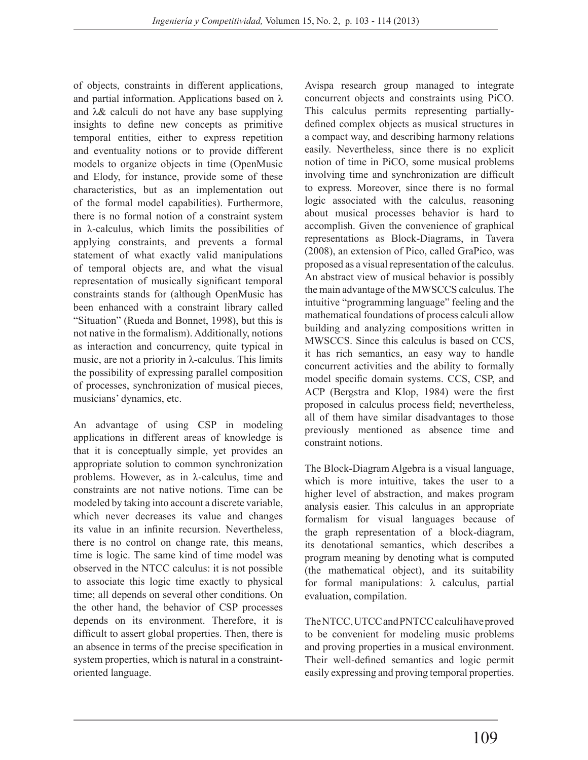of objects, constraints in different applications, and partial information. Applications based on $\lambda$ and $\lambda\&$ calculi do not have any base supplying insights to define new concepts as primitive temporal entities, either to express repetition and eventuality notions or to provide different models to organize objects in time (OpenMusic and Elody, for instance, provide some of these characteristics, but as an implementation out of the formal model capabilities). Furthermore, there is no formal notion of a constraint system in $\lambda$-calculus, which limits the possibilities of applying constraints, and prevents a formal statement of what exactly valid manipulations of temporal objects are, and what the visual representation of musically significant temporal constraints stands for (although OpenMusic has been enhanced with a constraint library called "Situation" (Rueda and Bonnet, 1998), but this is not native in the formalism). Additionally, notions as interaction and concurrency, quite typical in music, are not a priority in $\lambda$-calculus. This limits the possibility of expressing parallel composition of processes, synchronization of musical pieces, musicians' dynamics, etc.

An advantage of using CSP in modeling applications in different areas of knowledge is that it is conceptually simple, yet provides an appropriate solution to common synchronization problems. However, as in $\lambda$-calculus, time and constraints are not native notions. Time can be modeled by taking into account a discrete variable, which never decreases its value and changes its value in an infinite recursion. Nevertheless, there is no control on change rate, this means, time is logic. The same kind of time model was observed in the NTCC calculus: it is not possible to associate this logic time exactly to physical time; all depends on several other conditions. On the other hand, the behavior of CSP processes depends on its environment. Therefore, it is difficult to assert global properties. Then, there is an absence in terms of the precise specification in system properties, which is natural in a constraint-oriented language.

Avispa research group managed to integrate concurrent objects and constraints using PiCO. This calculus permits representing partially-defined complex objects as musical structures in a compact way, and describing harmony relations easily. Nevertheless, since there is no explicit notion of time in PiCO, some musical problems involving time and synchronization are difficult to express. Moreover, since there is no formal logic associated with the calculus, reasoning about musical processes behavior is hard to accomplish. Given the convenience of graphical representations as Block-Diagrams, in Tavera (2008), an extension of Pico, called GraPico, was proposed as a visual representation of the calculus. An abstract view of musical behavior is possibly the main advantage of the MWSCCS calculus. The intuitive "programming language" feeling and the mathematical foundations of process calculi allow building and analyzing compositions written in MWSCCS. Since this calculus is based on CCS, it has rich semantics, an easy way to handle concurrent activities and the ability to formally model specific domain systems. CCS, CSP, and ACP (Bergstra and Klop, 1984) were the first proposed in calculus process field; nevertheless, all of them have similar disadvantages to those previously mentioned as absence time and constraint notions.

The Block-Diagram Algebra is a visual language, which is more intuitive, takes the user to a higher level of abstraction, and makes program analysis easier. This calculus in an appropriate formalism for visual languages because of the graph representation of a block-diagram, its denotational semantics, which describes a program meaning by denoting what is computed (the mathematical object), and its suitability for formal manipulations: $\lambda$ calculus, partial evaluation, compilation.

The NTCC, UTCC and PNTCC calculi have proved to be convenient for modeling music problems and proving properties in a musical environment. Their well-defined semantics and logic permit easily expressing and proving temporal properties.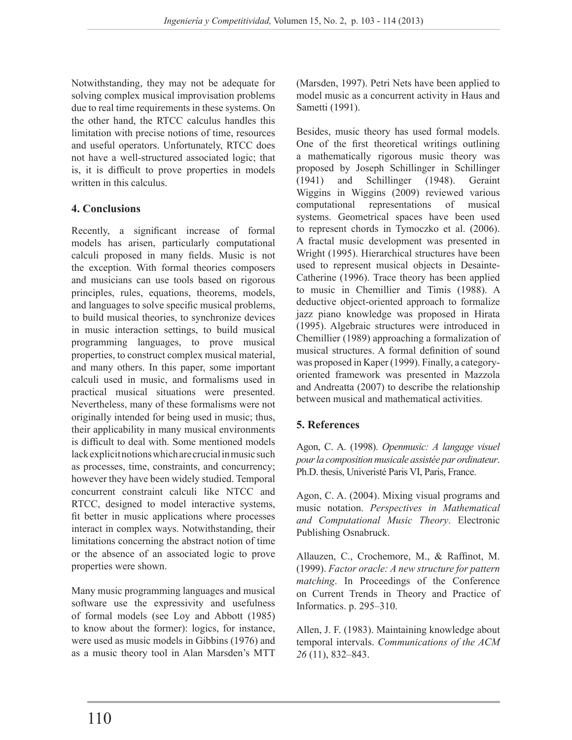Notwithstanding, they may not be adequate for solving complex musical improvisation problems due to real time requirements in these systems. On the other hand, the RTCC calculus handles this limitation with precise notions of time, resources and useful operators. Unfortunately, RTCC does not have a well-structured associated logic; that is, it is difficult to prove properties in models written in this calculus.

## 4. Conclusions

Recently, a significant increase of formal models has arisen, particularly computational calculi proposed in many fields. Music is not the exception. With formal theories composers and musicians can use tools based on rigorous principles, rules, equations, theorems, models, and languages to solve specific musical problems, to build musical theories, to synchronize devices in music interaction settings, to build musical programming languages, to prove musical properties, to construct complex musical material, and many others. In this paper, some important calculi used in music, and formalisms used in practical musical situations were presented. Nevertheless, many of these formalisms were not originally intended for being used in music; thus, their applicability in many musical environments is difficult to deal with. Some mentioned models lack explicit notions which are crucial in music such as processes, time, constraints, and concurrency; however they have been widely studied. Temporal concurrent constraint calculi like NTCC and RTCC, designed to model interactive systems, fit better in music applications where processes interact in complex ways. Notwithstanding, their limitations concerning the abstract notion of time or the absence of an associated logic to prove properties were shown.

Many music programming languages and musical software use the expressivity and usefulness of formal models (see Loy and Abbott (1985) to know about the former): logics, for instance, were used as music models in Gibbins (1976) and as a music theory tool in Alan Marsden's MTT (Marsden, 1997). Petri Nets have been applied to model music as a concurrent activity in Haus and Sametti (1991).

Besides, music theory has used formal models. One of the first theoretical writings outlining a mathematically rigorous music theory was proposed by Joseph Schillinger in Schillinger (1941) and Schillinger (1948). Geraint Wiggins in Wiggins (2009) reviewed various computational representations of musical systems. Geometrical spaces have been used to represent chords in Tymoczko et al. (2006). A fractal music development was presented in Wright (1995). Hierarchical structures have been used to represent musical objects in Desainte-Catherine (1996). Trace theory has been applied to music in Chemillier and Timis (1988). A deductive object-oriented approach to formalize jazz piano knowledge was proposed in Hirata (1995). Algebraic structures were introduced in Chemillier (1989) approaching a formalization of musical structures. A formal definition of sound was proposed in Kaper (1999). Finally, a category-oriented framework was presented in Mazzola and Andreatta (2007) to describe the relationship between musical and mathematical activities.

## 5. References

Agon, C. A. (1998). *Openmusic: A langage visuel pour la composition musicale assistée par ordinateur*. Ph.D. thesis, Univeristé Paris VI, Paris, France.

Agon, C. A. (2004). Mixing visual programs and music notation. *Perspectives in Mathematical and Computational Music Theory*. Electronic Publishing Osnabruck.

Allauzen, C., Crochemore, M., & Raffinot, M. (1999). *Factor oracle: A new structure for pattern matching*. In Proceedings of the Conference on Current Trends in Theory and Practice of Informatics. p. 295–310.

Allen, J. F. (1983). Maintaining knowledge about temporal intervals. *Communications of the ACM 26* (11), 832–843.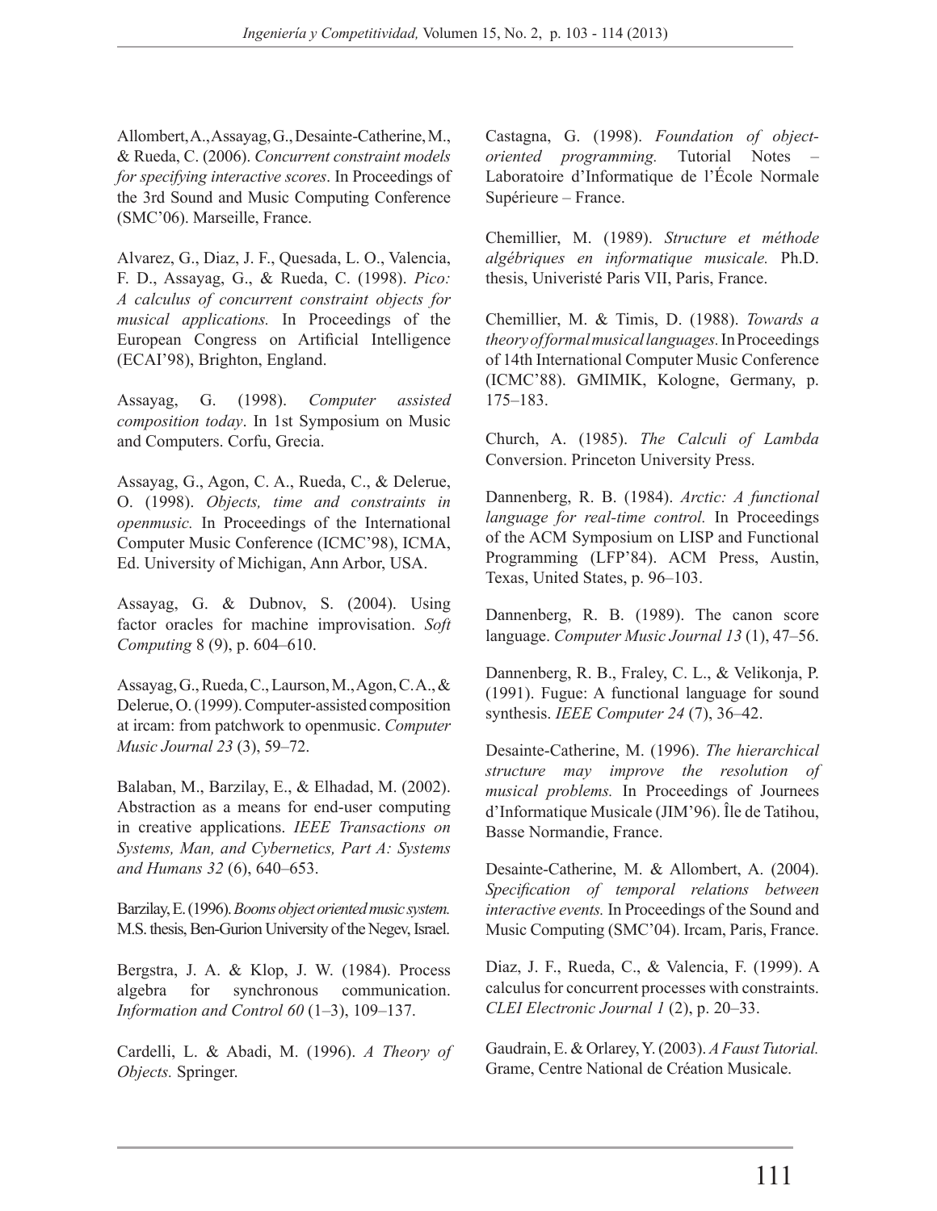Allombert, A., Assayag, G., Desainte-Catherine, M., & Rueda, C. (2006). *Concurrent constraint models for specifying interactive scores*. In Proceedings of the 3rd Sound and Music Computing Conference (SMC'06). Marseille, France.

Alvarez, G., Diaz, J. F., Quesada, L. O., Valencia, F. D., Assayag, G., & Rueda, C. (1998). *Pico: A calculus of concurrent constraint objects for musical applications.* In Proceedings of the European Congress on Artificial Intelligence (ECAI'98), Brighton, England.

Assayag, G. (1998). *Computer assisted composition today*. In 1st Symposium on Music and Computers. Corfu, Grecia.

Assayag, G., Agon, C. A., Rueda, C., & Delerue, O. (1998). *Objects, time and constraints in openmusic.* In Proceedings of the International Computer Music Conference (ICMC'98), ICMA, Ed. University of Michigan, Ann Arbor, USA.

Assayag, G. & Dubnov, S. (2004). Using factor oracles for machine improvisation. *Soft Computing* 8 (9), p. 604–610.

Assayag, G., Rueda, C., Laurson, M., Agon, C. A., & Delerue, O. (1999). Computer-assisted composition at ircam: from patchwork to openmusic. *Computer Music Journal 23* (3), 59–72.

Balaban, M., Barzilay, E., & Elhadad, M. (2002). Abstraction as a means for end-user computing in creative applications. *IEEE Transactions on Systems, Man, and Cybernetics, Part A: Systems and Humans 32* (6), 640–653.

Barzilay, E. (1996). *Booms object oriented music system.* M.S. thesis, Ben-Gurion University of the Negev, Israel.

Bergstra, J. A. & Klop, J. W. (1984). Process algebra for synchronous communication. *Information and Control 60* (1–3), 109–137.

Cardelli, L. & Abadi, M. (1996). *A Theory of Objects.* Springer.

Castagna, G. (1998). *Foundation of object-oriented programming.* Tutorial Notes – Laboratoire d'Informatique de l'École Normale Supérieure – France.

Chemillier, M. (1989). *Structure et méthode algébriques en informatique musicale.* Ph.D. thesis, Univeristé Paris VII, Paris, France.

Chemillier, M. & Timis, D. (1988). *Towards a theory of formal musical languages.* In Proceedings of 14th International Computer Music Conference (ICMC'88). GMIMIK, Kologne, Germany, p. 175–183.

Church, A. (1985). *The Calculi of Lambda* Conversion. Princeton University Press.

Dannenberg, R. B. (1984). *Arctic: A functional language for real-time control.* In Proceedings of the ACM Symposium on LISP and Functional Programming (LFP'84). ACM Press, Austin, Texas, United States, p. 96–103.

Dannenberg, R. B. (1989). The canon score language. *Computer Music Journal 13* (1), 47–56.

Dannenberg, R. B., Fraley, C. L., & Velikonja, P. (1991). Fugue: A functional language for sound synthesis. *IEEE Computer 24* (7), 36–42.

Desainte-Catherine, M. (1996). *The hierarchical structure may improve the resolution of musical problems.* In Proceedings of Journees d'Informatique Musicale (JIM'96). Île de Tatihou, Basse Normandie, France.

Desainte-Catherine, M. & Allombert, A. (2004). *Specification of temporal relations between interactive events.* In Proceedings of the Sound and Music Computing (SMC'04). Ircam, Paris, France.

Diaz, J. F., Rueda, C., & Valencia, F. (1999). A calculus for concurrent processes with constraints. *CLEI Electronic Journal 1* (2), p. 20–33.

Gaudrain, E. & Orlarey, Y. (2003). *A Faust Tutorial.* Grame, Centre National de Création Musicale.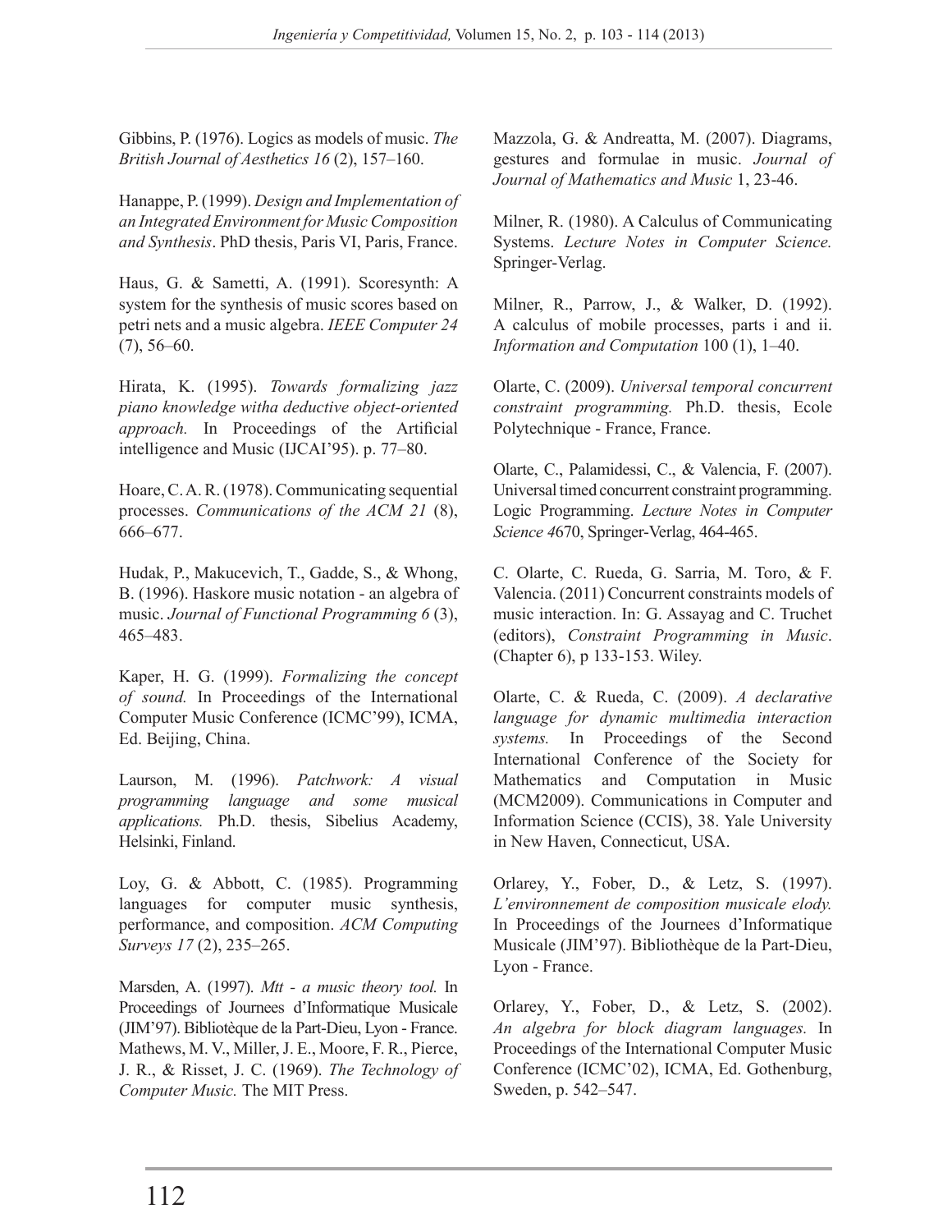Gibbins, P. (1976). Logics as models of music. *The British Journal of Aesthetics 16* (2), 157–160.

Hanappe, P. (1999). *Design and Implementation of an Integrated Environment for Music Composition and Synthesis*. PhD thesis, Paris VI, Paris, France.

Haus, G. & Sametti, A. (1991). Scoresynth: A system for the synthesis of music scores based on petri nets and a music algebra. *IEEE Computer 24* (7), 56–60.

Hirata, K. (1995). *Towards formalizing jazz piano knowledge witha deductive object-oriented approach.* In Proceedings of the Artificial intelligence and Music (IJCAI'95). p. 77–80.

Hoare, C. A. R. (1978). Communicating sequential processes. *Communications of the ACM 21* (8), 666–677.

Hudak, P., Makucevich, T., Gadde, S., & Whong, B. (1996). Haskore music notation - an algebra of music. *Journal of Functional Programming 6* (3), 465–483.

Kaper, H. G. (1999). *Formalizing the concept of sound.* In Proceedings of the International Computer Music Conference (ICMC'99), ICMA, Ed. Beijing, China.

Laurson, M. (1996). *Patchwork: A visual programming language and some musical applications.* Ph.D. thesis, Sibelius Academy, Helsinki, Finland.

Loy, G. & Abbott, C. (1985). Programming languages for computer music synthesis, performance, and composition. *ACM Computing Surveys 17* (2), 235–265.

Marsden, A. (1997). *Mtt - a music theory tool.* In Proceedings of Journees d'Informatique Musicale (JIM'97). Bibliotèque de la Part-Dieu, Lyon - France.
Mathews, M. V., Miller, J. E., Moore, F. R., Pierce, J. R., & Risset, J. C. (1969). *The Technology of Computer Music.* The MIT Press.

Mazzola, G. & Andreatta, M. (2007). Diagrams, gestures and formulae in music. *Journal of Journal of Mathematics and Music* 1, 23-46.

Milner, R. (1980). A Calculus of Communicating Systems. *Lecture Notes in Computer Science.* Springer-Verlag.

Milner, R., Parrow, J., & Walker, D. (1992). A calculus of mobile processes, parts i and ii. *Information and Computation* 100 (1), 1–40.

Olarte, C. (2009). *Universal temporal concurrent constraint programming.* Ph.D. thesis, Ecole Polytechnique - France, France.

Olarte, C., Palamidessi, C., & Valencia, F. (2007). Universal timed concurrent constraint programming. Logic Programming. *Lecture Notes in Computer Science 4*670, Springer-Verlag, 464-465.

C. Olarte, C. Rueda, G. Sarria, M. Toro, & F. Valencia. (2011) Concurrent constraints models of music interaction. In: G. Assayag and C. Truchet (editors), *Constraint Programming in Music*. (Chapter 6), p 133-153. Wiley.

Olarte, C. & Rueda, C. (2009). *A declarative language for dynamic multimedia interaction systems.* In Proceedings of the Second International Conference of the Society for Mathematics and Computation in Music (MCM2009). Communications in Computer and Information Science (CCIS), 38. Yale University in New Haven, Connecticut, USA.

Orlarey, Y., Fober, D., & Letz, S. (1997). *L'environnement de composition musicale elody.* In Proceedings of the Journees d'Informatique Musicale (JIM'97). Bibliothèque de la Part-Dieu, Lyon - France.

Orlarey, Y., Fober, D., & Letz, S. (2002). *An algebra for block diagram languages.* In Proceedings of the International Computer Music Conference (ICMC'02), ICMA, Ed. Gothenburg, Sweden, p. 542–547.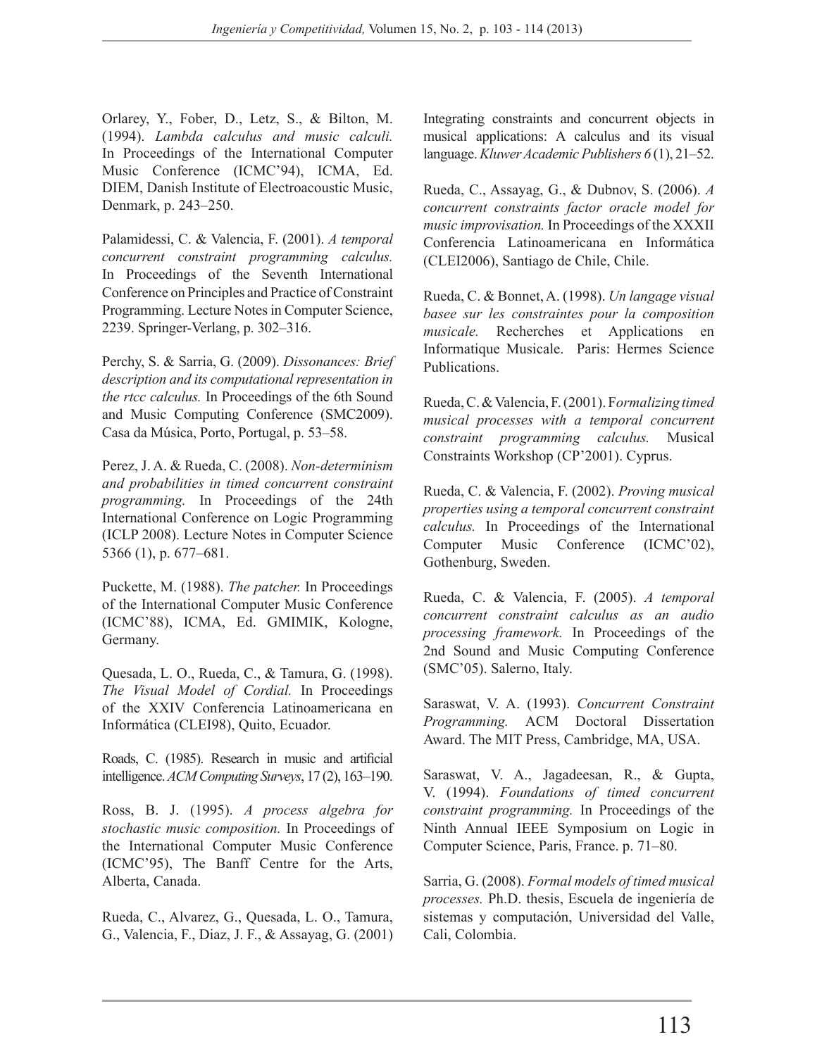Orlarey, Y., Fober, D., Letz, S., & Bilton, M. (1994). *Lambda calculus and music calculi.* In Proceedings of the International Computer Music Conference (ICMC'94), ICMA, Ed. DIEM, Danish Institute of Electroacoustic Music, Denmark, p. 243–250.

Palamidessi, C. & Valencia, F. (2001). *A temporal concurrent constraint programming calculus.* In Proceedings of the Seventh International Conference on Principles and Practice of Constraint Programming. Lecture Notes in Computer Science, 2239. Springer-Verlang, p. 302–316.

Perchy, S. & Sarria, G. (2009). *Dissonances: Brief description and its computational representation in the rtcc calculus.* In Proceedings of the 6th Sound and Music Computing Conference (SMC2009). Casa da Música, Porto, Portugal, p. 53–58.

Perez, J. A. & Rueda, C. (2008). *Non-determinism and probabilities in timed concurrent constraint programming.* In Proceedings of the 24th International Conference on Logic Programming (ICLP 2008). Lecture Notes in Computer Science 5366 (1), p. 677–681.

Puckette, M. (1988). *The patcher.* In Proceedings of the International Computer Music Conference (ICMC'88), ICMA, Ed. GMIMIK, Kologne, Germany.

Quesada, L. O., Rueda, C., & Tamura, G. (1998). *The Visual Model of Cordial.* In Proceedings of the XXIV Conferencia Latinoamericana en Informática (CLEI98), Quito, Ecuador.

Roads, C. (1985). Research in music and artificial intelligence. *ACM Computing Surveys*, 17 (2), 163–190.

Ross, B. J. (1995). *A process algebra for stochastic music composition.* In Proceedings of the International Computer Music Conference (ICMC'95), The Banff Centre for the Arts, Alberta, Canada.

Rueda, C., Alvarez, G., Quesada, L. O., Tamura, G., Valencia, F., Diaz, J. F., & Assayag, G. (2001) Integrating constraints and concurrent objects in musical applications: A calculus and its visual language. *Kluwer Academic Publishers 6* (1), 21–52.

Rueda, C., Assayag, G., & Dubnov, S. (2006). *A concurrent constraints factor oracle model for music improvisation.* In Proceedings of the XXXII Conferencia Latinoamericana en Informática (CLEI2006), Santiago de Chile, Chile.

Rueda, C. & Bonnet, A. (1998). *Un langage visual basee sur les constraintes pour la composition musicale.* Recherches et Applications en Informatique Musicale. Paris: Hermes Science Publications.

Rueda, C. & Valencia, F. (2001). F*ormalizing timed musical processes with a temporal concurrent constraint programming calculus.* Musical Constraints Workshop (CP'2001). Cyprus.

Rueda, C. & Valencia, F. (2002). *Proving musical properties using a temporal concurrent constraint calculus.* In Proceedings of the International Computer Music Conference (ICMC'02), Gothenburg, Sweden.

Rueda, C. & Valencia, F. (2005). *A temporal concurrent constraint calculus as an audio processing framework.* In Proceedings of the 2nd Sound and Music Computing Conference (SMC'05). Salerno, Italy.

Saraswat, V. A. (1993). *Concurrent Constraint Programming.* ACM Doctoral Dissertation Award. The MIT Press, Cambridge, MA, USA.

Saraswat, V. A., Jagadeesan, R., & Gupta, V. (1994). *Foundations of timed concurrent constraint programming.* In Proceedings of the Ninth Annual IEEE Symposium on Logic in Computer Science, Paris, France. p. 71–80.

Sarria, G. (2008). *Formal models of timed musical processes.* Ph.D. thesis, Escuela de ingeniería de sistemas y computación, Universidad del Valle, Cali, Colombia.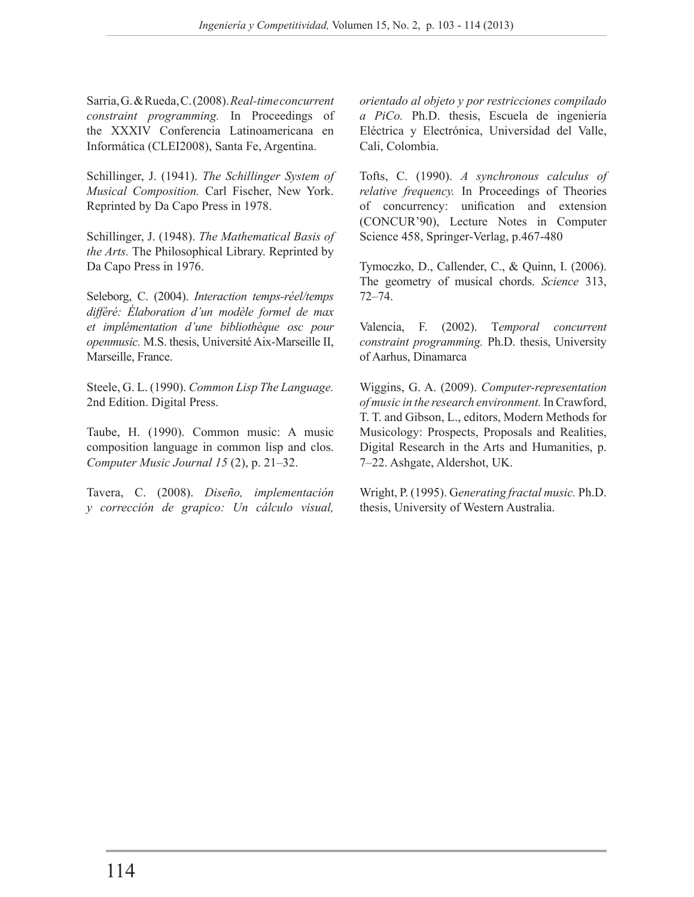Sarria, G. & Rueda, C. (2008). *Real-time concurrent constraint programming.* In Proceedings of the XXXIV Conferencia Latinoamericana en Informática (CLEI2008), Santa Fe, Argentina.

Schillinger, J. (1941). *The Schillinger System of Musical Composition.* Carl Fischer, New York. Reprinted by Da Capo Press in 1978.

Schillinger, J. (1948). *The Mathematical Basis of the Arts.* The Philosophical Library. Reprinted by Da Capo Press in 1976.

Seleborg, C. (2004). *Interaction temps-réel/temps différé: Élaboration d'un modèle formel de max et implémentation d'une bibliothèque osc pour openmusic.* M.S. thesis, Université Aix-Marseille II, Marseille, France.

Steele, G. L. (1990). *Common Lisp The Language.* 2nd Edition. Digital Press.

Taube, H. (1990). Common music: A music composition language in common lisp and clos. *Computer Music Journal 15* (2), p. 21–32.

Tavera, C. (2008). *Diseño, implementación y corrección de grapico: Un cálculo visual, orientado al objeto y por restricciones compilado a PiCo.* Ph.D. thesis, Escuela de ingeniería Eléctrica y Electrónica, Universidad del Valle, Cali, Colombia.

Tofts, C. (1990). *A synchronous calculus of relative frequency.* In Proceedings of Theories of concurrency: unification and extension (CONCUR'90), Lecture Notes in Computer Science 458, Springer-Verlag, p.467-480

Tymoczko, D., Callender, C., & Quinn, I. (2006). The geometry of musical chords. *Science* 313, 72–74.

Valencia, F. (2002). T*emporal concurrent constraint programming.* Ph.D. thesis, University of Aarhus, Dinamarca

Wiggins, G. A. (2009). *Computer-representation of music in the research environment.* In Crawford, T. T. and Gibson, L., editors, Modern Methods for Musicology: Prospects, Proposals and Realities, Digital Research in the Arts and Humanities, p. 7–22. Ashgate, Aldershot, UK.

Wright, P. (1995). G*enerating fractal music.* Ph.D. thesis, University of Western Australia.